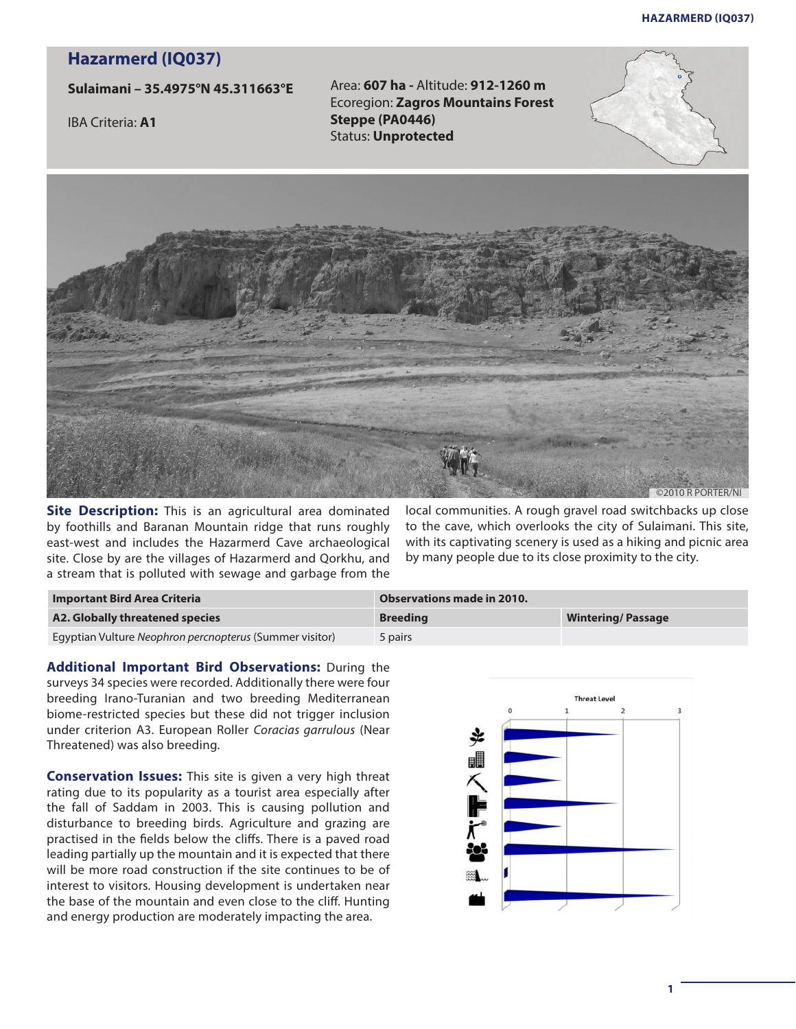# Hazarmerd (IQ037)

**Sulaimani – 35.4975°N 45.311663°E**

IBA Criteria: **A1**

Area: **607 ha** - Altitude: **912-1260 m**
Ecoregion: **Zagros Mountains Forest Steppe (PA0446)**
Status: **Unprotected**

©2010 R PORTER/NI

**Site Description:** This is an agricultural area dominated by foothills and Baranan Mountain ridge that runs roughly east-west and includes the Hazarmerd Cave archaeological site. Close by are the villages of Hazarmerd and Qorkhu, and a stream that is polluted with sewage and garbage from the local communities. A rough gravel road switchbacks up close to the cave, which overlooks the city of Sulaimani. This site, with its captivating scenery is used as a hiking and picnic area by many people due to its close proximity to the city.

| Important Bird Area Criteria | Observations made in 2010. | |
|---|---|---|
| **A2. Globally threatened species** | **Breeding** | **Wintering/ Passage** |
| Egyptian Vulture *Neophron percnopterus* (Summer visitor) | 5 pairs | |

**Additional Important Bird Observations:** During the surveys 34 species were recorded. Additionally there were four breeding Irano-Turanian and two breeding Mediterranean biome-restricted species but these did not trigger inclusion under criterion A3. European Roller *Coracias garrulous* (Near Threatened) was also breeding.

**Conservation Issues:** This site is given a very high threat rating due to its popularity as a tourist area especially after the fall of Saddam in 2003. This is causing pollution and disturbance to breeding birds. Agriculture and grazing are practised in the fields below the cliffs. There is a paved road leading partially up the mountain and it is expected that there will be more road construction if the site continues to be of interest to visitors. Housing development is undertaken near the base of the mountain and even close to the cliff. Hunting and energy production are moderately impacting the area.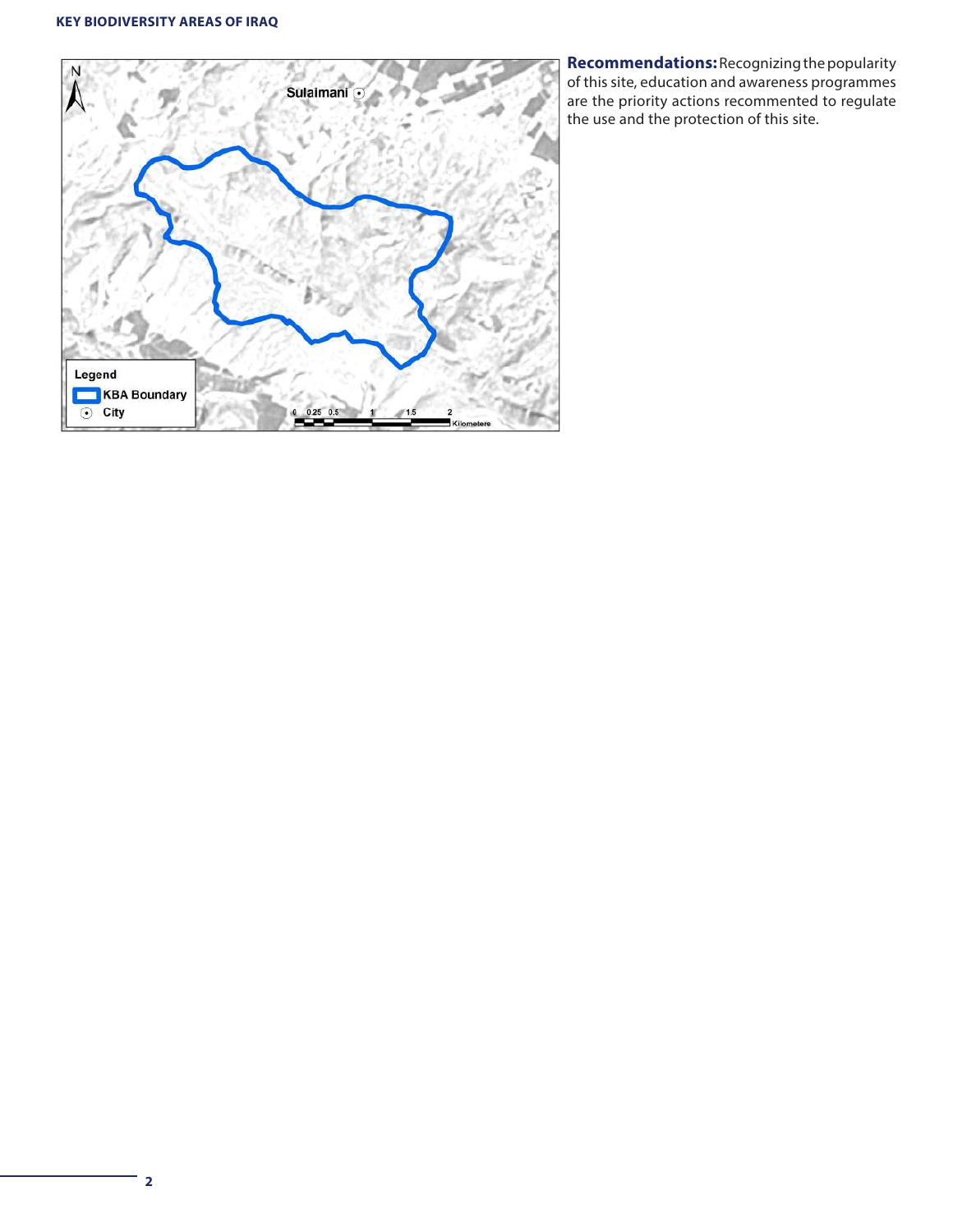**Recommendations:** Recognizing the popularity of this site, education and awareness programmes are the priority actions recommented to regulate the use and the protection of this site.